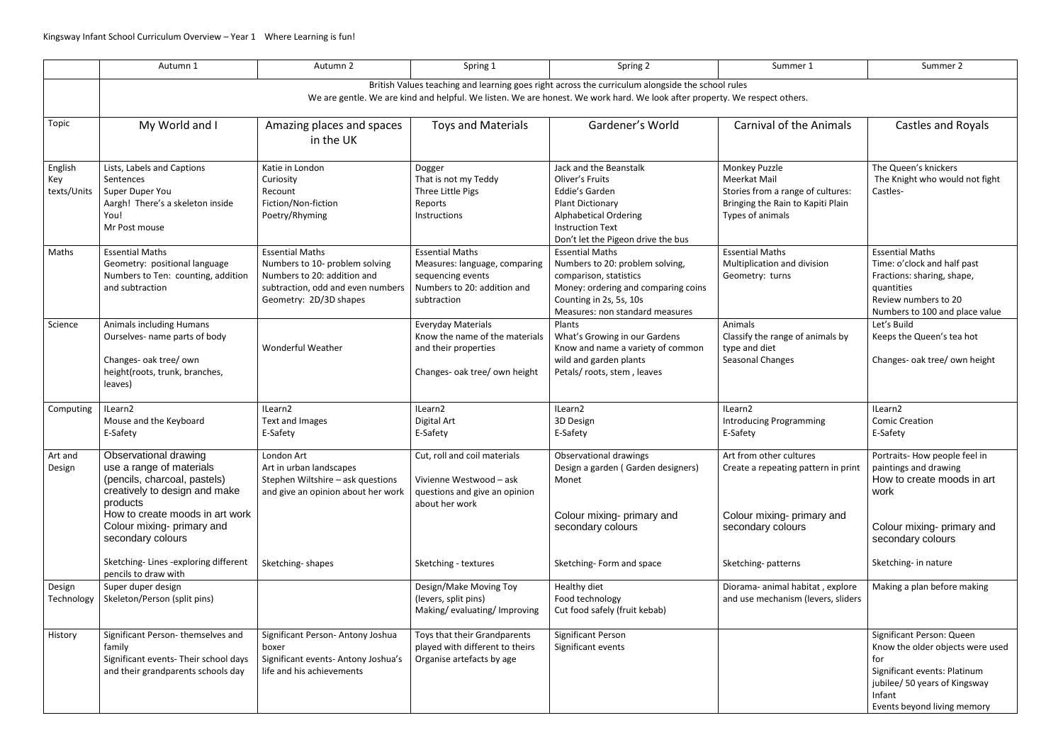Kingsway Infant School Curriculum Overview – Year 1 Where Learning is fun!

| | Autumn 1 | Autumn 2 | Spring 1 | Spring 2 | Summer 1 | Summer 2 |
|---|---|---|---|---|---|---|
| | British Values teaching and learning goes right across the curriculum alongside the school rules<br>We are gentle. We are kind and helpful. We listen. We are honest. We work hard. We look after property. We respect others. | | | | | |
| Topic | My World and I | Amazing places and spaces in the UK | Toys and Materials | Gardener's World | Carnival of the Animals | Castles and Royals |
| English Key texts/Units | Lists, Labels and Captions<br>Sentences<br>Super Duper You<br>Aargh! There's a skeleton inside You!<br>Mr Post mouse | Katie in London<br>Curiosity<br>Recount<br>Fiction/Non-fiction<br>Poetry/Rhyming | Dogger<br>That is not my Teddy<br>Three Little Pigs<br>Reports<br>Instructions | Jack and the Beanstalk<br>Oliver's Fruits<br>Eddie's Garden<br>Plant Dictionary<br>Alphabetical Ordering<br>Instruction Text<br>Don't let the Pigeon drive the bus | Monkey Puzzle<br>Meerkat Mail<br>Stories from a range of cultures: Bringing the Rain to Kapiti Plain<br>Types of animals | The Queen's knickers<br>The Knight who would not fight<br>Castles- |
| Maths | Essential Maths<br>Geometry: positional language<br>Numbers to Ten: counting, addition and subtraction | Essential Maths<br>Numbers to 10- problem solving<br>Numbers to 20: addition and subtraction, odd and even numbers<br>Geometry: 2D/3D shapes | Essential Maths<br>Measures: language, comparing sequencing events<br>Numbers to 20: addition and subtraction | Essential Maths<br>Numbers to 20: problem solving, comparison, statistics<br>Money: ordering and comparing coins<br>Counting in 2s, 5s, 10s<br>Measures: non standard measures | Essential Maths<br>Multiplication and division<br>Geometry: turns | Essential Maths<br>Time: o'clock and half past<br>Fractions: sharing, shape, quantities<br>Review numbers to 20<br>Numbers to 100 and place value |
| Science | Animals including Humans<br>Ourselves- name parts of body<br><br>Changes- oak tree/ own height(roots, trunk, branches, leaves) | Wonderful Weather | Everyday Materials<br>Know the name of the materials and their properties<br><br>Changes- oak tree/ own height | Plants<br>What's Growing in our Gardens<br>Know and name a variety of common wild and garden plants<br>Petals/ roots, stem , leaves | Animals<br>Classify the range of animals by type and diet<br>Seasonal Changes | Let's Build<br>Keeps the Queen's tea hot<br><br>Changes- oak tree/ own height |
| Computing | ILearn2<br>Mouse and the Keyboard<br>E-Safety | ILearn2<br>Text and Images<br>E-Safety | ILearn2<br>Digital Art<br>E-Safety | ILearn2<br>3D Design<br>E-Safety | ILearn2<br>Introducing Programming<br>E-Safety | ILearn2<br>Comic Creation<br>E-Safety |
| Art and Design | Observational drawing<br>use a range of materials (pencils, charcoal, pastels) creatively to design and make products<br>How to create moods in art work<br>Colour mixing- primary and secondary colours<br><br>Sketching- Lines -exploring different pencils to draw with | London Art<br>Art in urban landscapes<br>Stephen Wiltshire – ask questions and give an opinion about her work<br><br>Sketching- shapes | Cut, roll and coil materials<br><br>Vivienne Westwood – ask questions and give an opinion about her work<br><br>Sketching - textures | Observational drawings<br>Design a garden ( Garden designers)<br>Monet<br><br>Colour mixing- primary and secondary colours<br><br>Sketching- Form and space | Art from other cultures<br>Create a repeating pattern in print<br><br>Colour mixing- primary and secondary colours<br><br>Sketching- patterns | Portraits- How people feel in paintings and drawing<br>How to create moods in art work<br><br>Colour mixing- primary and secondary colours<br><br>Sketching- in nature |
| Design Technology | Super duper design<br>Skeleton/Person (split pins) | | Design/Make Moving Toy (levers, split pins)<br>Making/ evaluating/ Improving | Healthy diet<br>Food technology<br>Cut food safely (fruit kebab) | Diorama- animal habitat , explore and use mechanism (levers, sliders | Making a plan before making |
| History | Significant Person- themselves and family<br>Significant events- Their school days and their grandparents schools day | Significant Person- Antony Joshua boxer<br>Significant events- Antony Joshua's life and his achievements | Toys that their Grandparents played with different to theirs<br>Organise artefacts by age | Significant Person<br>Significant events | | Significant Person: Queen<br>Know the older objects were used for<br>Significant events: Platinum jubilee/ 50 years of Kingsway Infant<br>Events beyond living memory |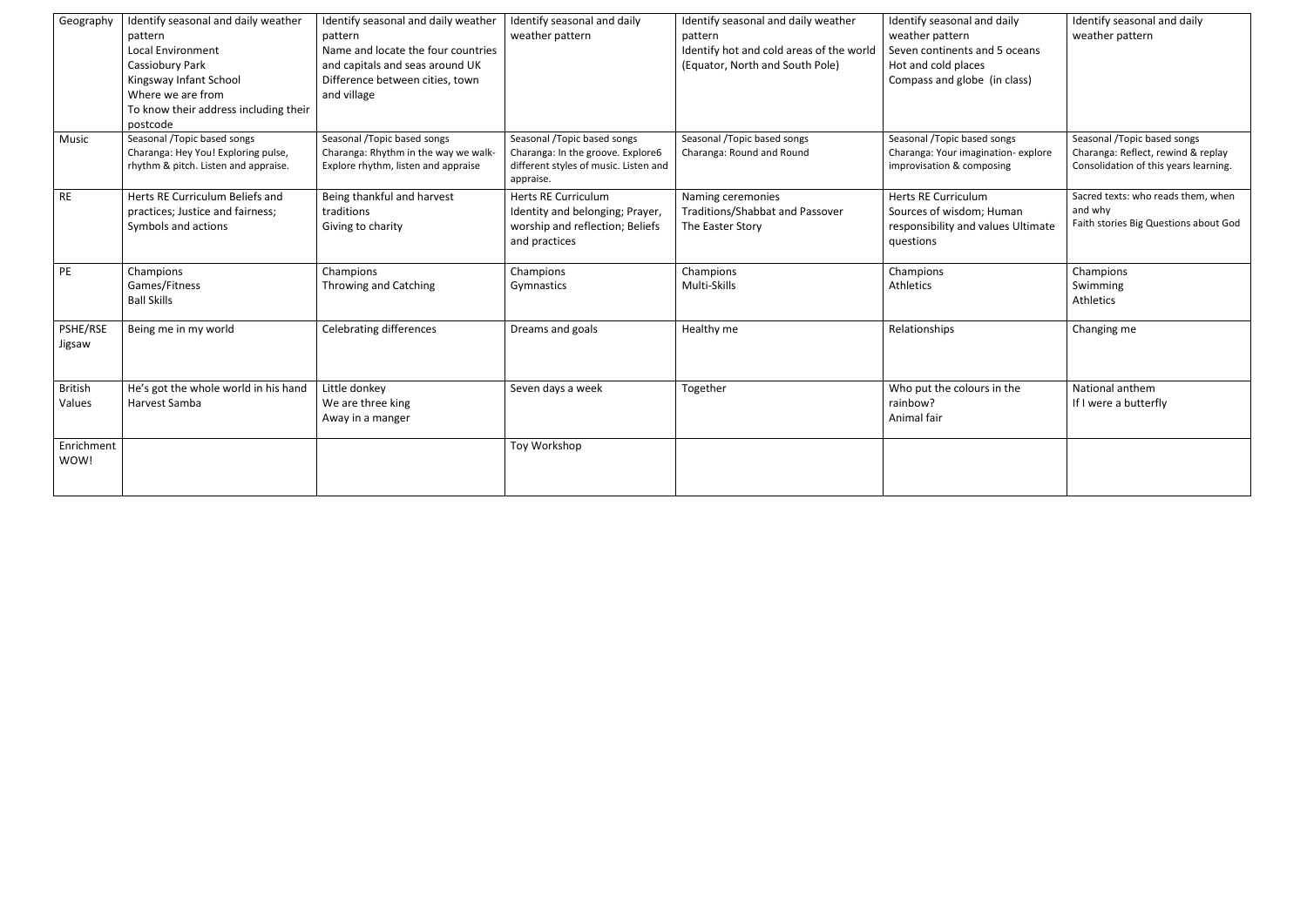| | | | | | | |
|---|---|---|---|---|---|---|
| Geography | Identify seasonal and daily weather pattern<br>Local Environment<br>Cassiobury Park<br>Kingsway Infant School<br>Where we are from<br>To know their address including their postcode | Identify seasonal and daily weather pattern<br>Name and locate the four countries and capitals and seas around UK<br>Difference between cities, town and village | Identify seasonal and daily weather pattern | Identify seasonal and daily weather pattern<br>Identify hot and cold areas of the world (Equator, North and South Pole) | Identify seasonal and daily weather pattern<br>Seven continents and 5 oceans<br>Hot and cold places<br>Compass and globe (in class) | Identify seasonal and daily weather pattern |
| Music | Seasonal /Topic based songs<br>Charanga: Hey You! Exploring pulse, rhythm & pitch. Listen and appraise. | Seasonal /Topic based songs<br>Charanga: Rhythm in the way we walk- Explore rhythm, listen and appraise | Seasonal /Topic based songs<br>Charanga: In the groove. Explore6 different styles of music. Listen and appraise. | Seasonal /Topic based songs<br>Charanga: Round and Round | Seasonal /Topic based songs<br>Charanga: Your imagination- explore improvisation & composing | Seasonal /Topic based songs<br>Charanga: Reflect, rewind & replay Consolidation of this years learning. |
| RE | Herts RE Curriculum Beliefs and practices; Justice and fairness; Symbols and actions | Being thankful and harvest traditions<br>Giving to charity | Herts RE Curriculum<br>Identity and belonging; Prayer, worship and reflection; Beliefs and practices | Naming ceremonies<br>Traditions/Shabbat and Passover<br>The Easter Story | Herts RE Curriculum<br>Sources of wisdom; Human responsibility and values Ultimate questions | Sacred texts: who reads them, when and why<br>Faith stories Big Questions about God |
| PE | Champions<br>Games/Fitness<br>Ball Skills | Champions<br>Throwing and Catching | Champions<br>Gymnastics | Champions<br>Multi-Skills | Champions<br>Athletics | Champions<br>Swimming<br>Athletics |
| PSHE/RSE Jigsaw | Being me in my world | Celebrating differences | Dreams and goals | Healthy me | Relationships | Changing me |
| British Values | He's got the whole world in his hand<br>Harvest Samba | Little donkey<br>We are three king<br>Away in a manger | Seven days a week | Together | Who put the colours in the rainbow?<br>Animal fair | National anthem<br>If I were a butterfly |
| Enrichment WOW! | | | Toy Workshop | | | |